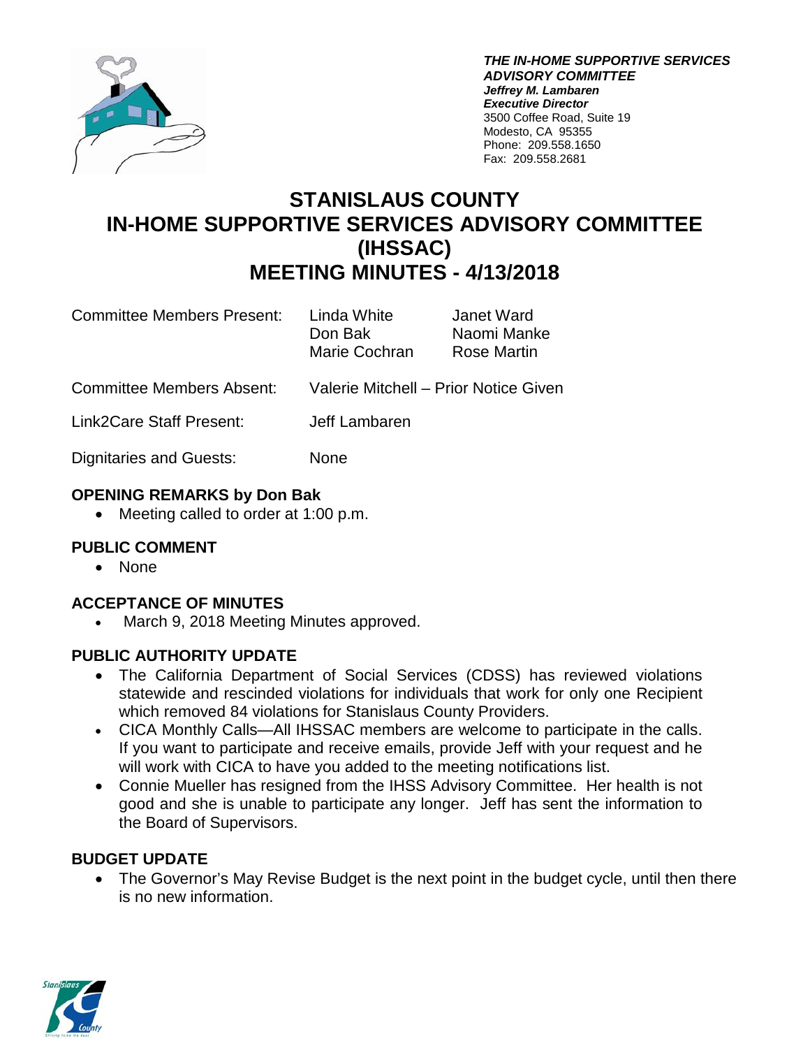***THE IN-HOME SUPPORTIVE SERVICES ADVISORY COMMITTEE***
***Jeffrey M. Lambaren***
***Executive Director***
3500 Coffee Road, Suite 19
Modesto, CA 95355
Phone: 209.558.1650
Fax: 209.558.2681

# STANISLAUS COUNTY IN-HOME SUPPORTIVE SERVICES ADVISORY COMMITTEE (IHSSAC) MEETING MINUTES - 4/13/2018

| | | |
|---|---|---|
| Committee Members Present: | Linda White<br>Don Bak<br>Marie Cochran | Janet Ward<br>Naomi Manke<br>Rose Martin |
| Committee Members Absent: | Valerie Mitchell – Prior Notice Given | |
| Link2Care Staff Present: | Jeff Lambaren | |
| Dignitaries and Guests: | None | |

## OPENING REMARKS by Don Bak

- Meeting called to order at 1:00 p.m.

## PUBLIC COMMENT

- None

## ACCEPTANCE OF MINUTES

- March 9, 2018 Meeting Minutes approved.

## PUBLIC AUTHORITY UPDATE

- The California Department of Social Services (CDSS) has reviewed violations statewide and rescinded violations for individuals that work for only one Recipient which removed 84 violations for Stanislaus County Providers.
- CICA Monthly Calls—All IHSSAC members are welcome to participate in the calls. If you want to participate and receive emails, provide Jeff with your request and he will work with CICA to have you added to the meeting notifications list.
- Connie Mueller has resigned from the IHSS Advisory Committee. Her health is not good and she is unable to participate any longer. Jeff has sent the information to the Board of Supervisors.

## BUDGET UPDATE

- The Governor's May Revise Budget is the next point in the budget cycle, until then there is no new information.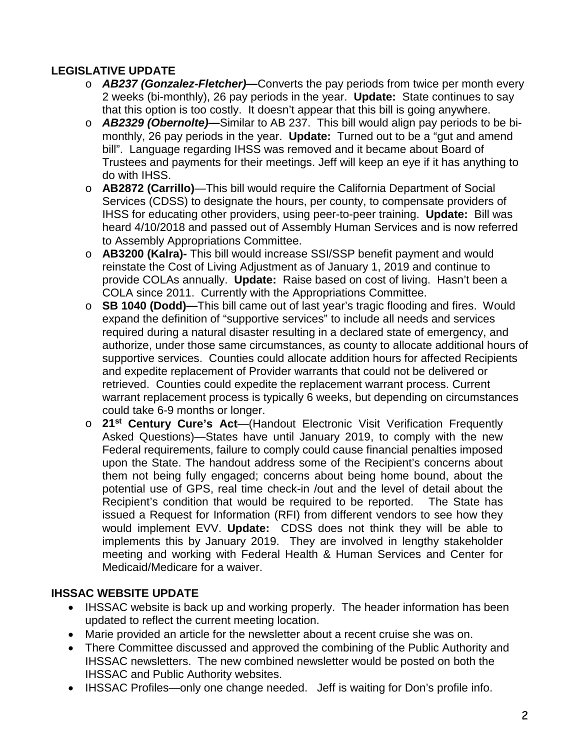## LEGISLATIVE UPDATE

- ***AB237 (Gonzalez-Fletcher)—***Converts the pay periods from twice per month every 2 weeks (bi-monthly), 26 pay periods in the year. **Update:** State continues to say that this option is too costly. It doesn't appear that this bill is going anywhere.
- ***AB2329 (Obernolte)—***Similar to AB 237. This bill would align pay periods to be bi-monthly, 26 pay periods in the year. **Update:** Turned out to be a "gut and amend bill". Language regarding IHSS was removed and it became about Board of Trustees and payments for their meetings. Jeff will keep an eye if it has anything to do with IHSS.
- **AB2872 (Carrillo)**—This bill would require the California Department of Social Services (CDSS) to designate the hours, per county, to compensate providers of IHSS for educating other providers, using peer-to-peer training. **Update:** Bill was heard 4/10/2018 and passed out of Assembly Human Services and is now referred to Assembly Appropriations Committee.
- **AB3200 (Kalra)-** This bill would increase SSI/SSP benefit payment and would reinstate the Cost of Living Adjustment as of January 1, 2019 and continue to provide COLAs annually. **Update:** Raise based on cost of living. Hasn't been a COLA since 2011. Currently with the Appropriations Committee.
- **SB 1040 (Dodd)—**This bill came out of last year's tragic flooding and fires. Would expand the definition of "supportive services" to include all needs and services required during a natural disaster resulting in a declared state of emergency, and authorize, under those same circumstances, as county to allocate additional hours of supportive services. Counties could allocate addition hours for affected Recipients and expedite replacement of Provider warrants that could not be delivered or retrieved. Counties could expedite the replacement warrant process. Current warrant replacement process is typically 6 weeks, but depending on circumstances could take 6-9 months or longer.
- **21st Century Cure's Act**—(Handout Electronic Visit Verification Frequently Asked Questions)—States have until January 2019, to comply with the new Federal requirements, failure to comply could cause financial penalties imposed upon the State. The handout address some of the Recipient's concerns about them not being fully engaged; concerns about being home bound, about the potential use of GPS, real time check-in /out and the level of detail about the Recipient's condition that would be required to be reported. The State has issued a Request for Information (RFI) from different vendors to see how they would implement EVV. **Update:** CDSS does not think they will be able to implements this by January 2019. They are involved in lengthy stakeholder meeting and working with Federal Health & Human Services and Center for Medicaid/Medicare for a waiver.

## IHSSAC WEBSITE UPDATE

- IHSSAC website is back up and working properly. The header information has been updated to reflect the current meeting location.
- Marie provided an article for the newsletter about a recent cruise she was on.
- There Committee discussed and approved the combining of the Public Authority and IHSSAC newsletters. The new combined newsletter would be posted on both the IHSSAC and Public Authority websites.
- IHSSAC Profiles—only one change needed. Jeff is waiting for Don's profile info.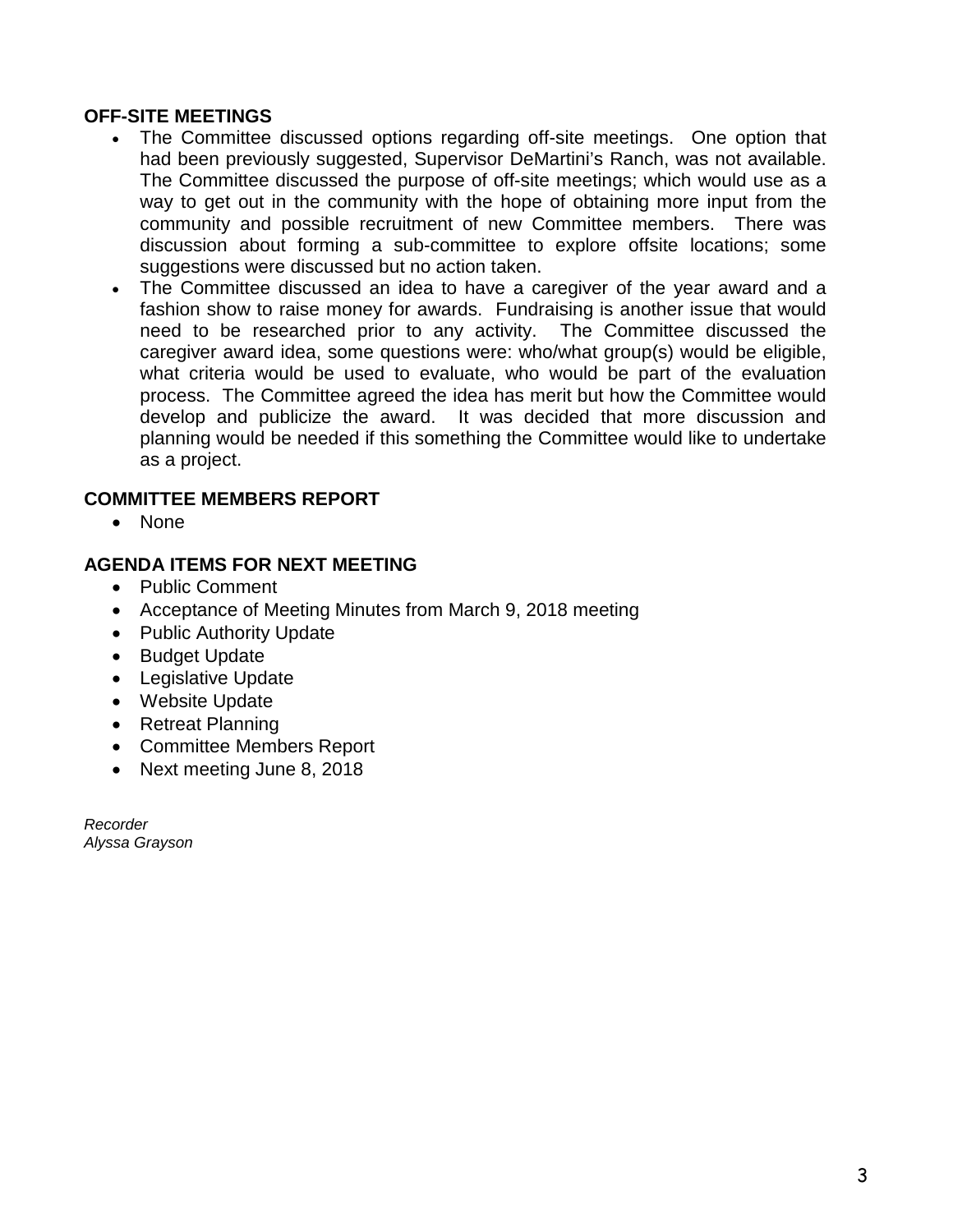## OFF-SITE MEETINGS

- The Committee discussed options regarding off-site meetings. One option that had been previously suggested, Supervisor DeMartini's Ranch, was not available. The Committee discussed the purpose of off-site meetings; which would use as a way to get out in the community with the hope of obtaining more input from the community and possible recruitment of new Committee members. There was discussion about forming a sub-committee to explore offsite locations; some suggestions were discussed but no action taken.
- The Committee discussed an idea to have a caregiver of the year award and a fashion show to raise money for awards. Fundraising is another issue that would need to be researched prior to any activity. The Committee discussed the caregiver award idea, some questions were: who/what group(s) would be eligible, what criteria would be used to evaluate, who would be part of the evaluation process. The Committee agreed the idea has merit but how the Committee would develop and publicize the award. It was decided that more discussion and planning would be needed if this something the Committee would like to undertake as a project.

## COMMITTEE MEMBERS REPORT

- None

## AGENDA ITEMS FOR NEXT MEETING

- Public Comment
- Acceptance of Meeting Minutes from March 9, 2018 meeting
- Public Authority Update
- Budget Update
- Legislative Update
- Website Update
- Retreat Planning
- Committee Members Report
- Next meeting June 8, 2018

*Recorder*
*Alyssa Grayson*